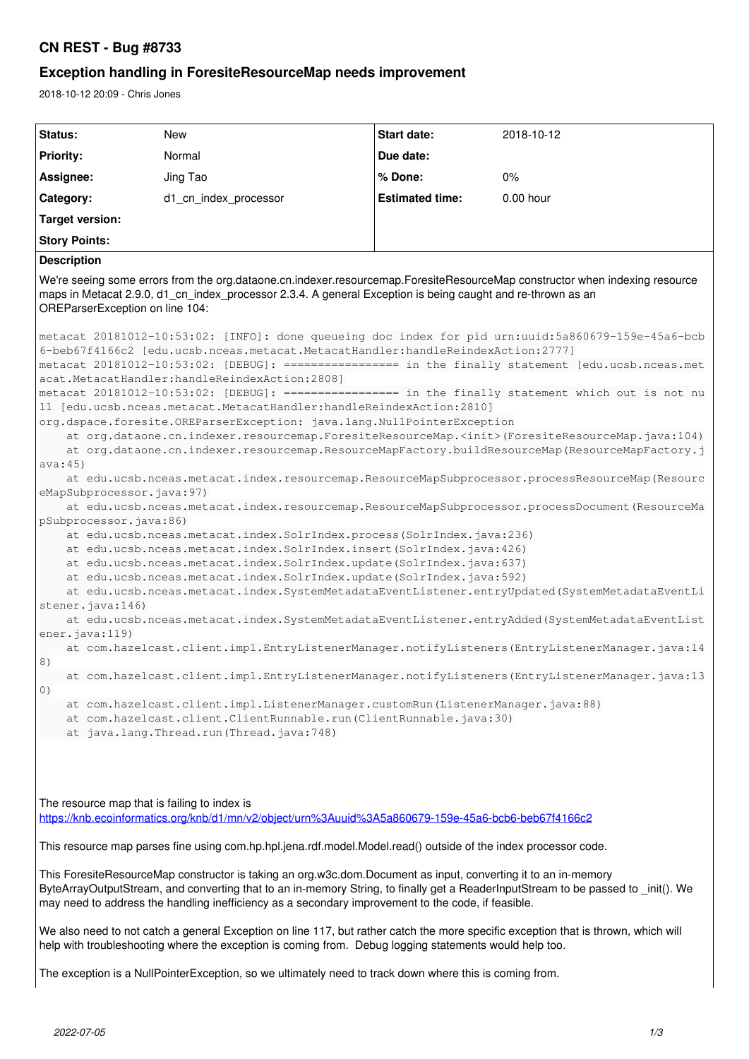# CN REST - Bug #8733

## Exception handling in ForesiteResourceMap needs improvement

2018-10-12 20:09 - Chris Jones

| Status: | New | Start date: | 2018-10-12 |
|---|---|---|---|
| Priority: | Normal | Due date: | |
| Assignee: | Jing Tao | % Done: | 0% |
| Category: | d1_cn_index_processor | Estimated time: | 0.00 hour |
| Target version: | | | |
| Story Points: | | | |

**Description**

We're seeing some errors from the org.dataone.cn.indexer.resourcemap.ForesiteResourceMap constructor when indexing resource maps in Metacat 2.9.0, d1_cn_index_processor 2.3.4. A general Exception is being caught and re-thrown as an OREParserException on line 104:

```
metacat 20181012-10:53:02: [INFO]: done queueing doc index for pid urn:uuid:5a860679-159e-45a6-bcb6-beb67f4166c2 [edu.ucsb.nceas.metacat.MetacatHandler:handleReindexAction:2777]
metacat 20181012-10:53:02: [DEBUG]: ================= in the finally statement [edu.ucsb.nceas.metacat.MetacatHandler:handleReindexAction:2808]
metacat 20181012-10:53:02: [DEBUG]: ================= in the finally statement which out is not null [edu.ucsb.nceas.metacat.MetacatHandler:handleReindexAction:2810]
org.dspace.foresite.OREParserException: java.lang.NullPointerException
    at org.dataone.cn.indexer.resourcemap.ForesiteResourceMap.<init>(ForesiteResourceMap.java:104)
    at org.dataone.cn.indexer.resourcemap.ResourceMapFactory.buildResourceMap(ResourceMapFactory.java:45)
    at edu.ucsb.nceas.metacat.index.resourcemap.ResourceMapSubprocessor.processResourceMap(ResourceMapSubprocessor.java:97)
    at edu.ucsb.nceas.metacat.index.resourcemap.ResourceMapSubprocessor.processDocument(ResourceMapSubprocessor.java:86)
    at edu.ucsb.nceas.metacat.index.SolrIndex.process(SolrIndex.java:236)
    at edu.ucsb.nceas.metacat.index.SolrIndex.insert(SolrIndex.java:426)
    at edu.ucsb.nceas.metacat.index.SolrIndex.update(SolrIndex.java:637)
    at edu.ucsb.nceas.metacat.index.SolrIndex.update(SolrIndex.java:592)
    at edu.ucsb.nceas.metacat.index.SystemMetadataEventListener.entryUpdated(SystemMetadataEventListener.java:146)
    at edu.ucsb.nceas.metacat.index.SystemMetadataEventListener.entryAdded(SystemMetadataEventListener.java:119)
    at com.hazelcast.client.impl.EntryListenerManager.notifyListeners(EntryListenerManager.java:148)
    at com.hazelcast.client.impl.EntryListenerManager.notifyListeners(EntryListenerManager.java:130)
    at com.hazelcast.client.impl.ListenerManager.customRun(ListenerManager.java:88)
    at com.hazelcast.client.ClientRunnable.run(ClientRunnable.java:30)
    at java.lang.Thread.run(Thread.java:748)
```

The resource map that is failing to index is
https://knb.ecoinformatics.org/knb/d1/mn/v2/object/urn%3Auuid%3A5a860679-159e-45a6-bcb6-beb67f4166c2

This resource map parses fine using com.hp.hpl.jena.rdf.model.Model.read() outside of the index processor code.

This ForesiteResourceMap constructor is taking an org.w3c.dom.Document as input, converting it to an in-memory ByteArrayOutputStream, and converting that to an in-memory String, to finally get a ReaderInputStream to be passed to _init(). We may need to address the handling inefficiency as a secondary improvement to the code, if feasible.

We also need to not catch a general Exception on line 117, but rather catch the more specific exception that is thrown, which will help with troubleshooting where the exception is coming from. Debug logging statements would help too.

The exception is a NullPointerException, so we ultimately need to track down where this is coming from.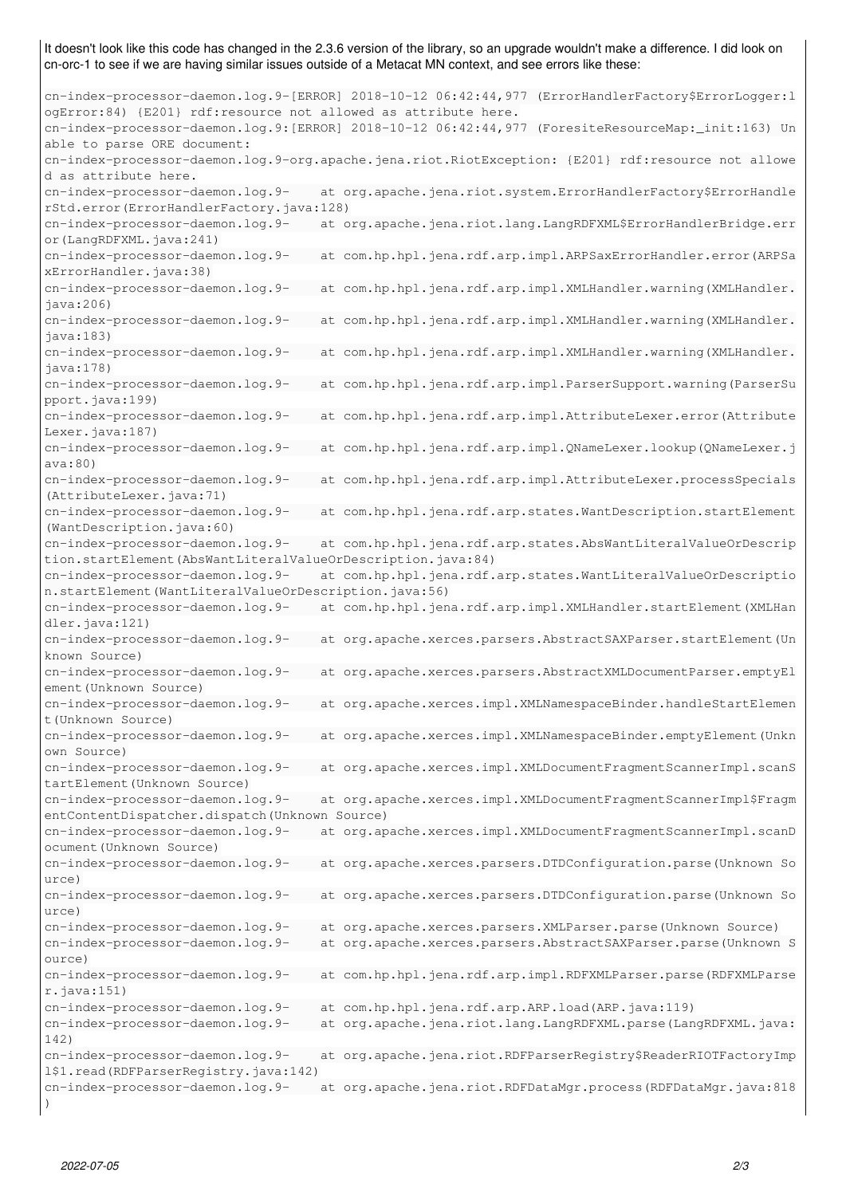It doesn't look like this code has changed in the 2.3.6 version of the library, so an upgrade wouldn't make a difference. I did look on cn-orc-1 to see if we are having similar issues outside of a Metacat MN context, and see errors like these:

```
cn-index-processor-daemon.log.9-[ERROR] 2018-10-12 06:42:44,977 (ErrorHandlerFactory$ErrorLogger:logError:84) {E201} rdf:resource not allowed as attribute here.
cn-index-processor-daemon.log.9:[ERROR] 2018-10-12 06:42:44,977 (ForesiteResourceMap:_init:163) Unable to parse ORE document:
cn-index-processor-daemon.log.9-org.apache.jena.riot.RiotException: {E201} rdf:resource not allowed as attribute here.
cn-index-processor-daemon.log.9-    at org.apache.jena.riot.system.ErrorHandlerFactory$ErrorHandlerStd.error(ErrorHandlerFactory.java:128)
cn-index-processor-daemon.log.9-    at org.apache.jena.riot.lang.LangRDFXML$ErrorHandlerBridge.error(LangRDFXML.java:241)
cn-index-processor-daemon.log.9-    at com.hp.hpl.jena.rdf.arp.impl.ARPSaxErrorHandler.error(ARPSaxErrorHandler.java:38)
cn-index-processor-daemon.log.9-    at com.hp.hpl.jena.rdf.arp.impl.XMLHandler.warning(XMLHandler.java:206)
cn-index-processor-daemon.log.9-    at com.hp.hpl.jena.rdf.arp.impl.XMLHandler.warning(XMLHandler.java:183)
cn-index-processor-daemon.log.9-    at com.hp.hpl.jena.rdf.arp.impl.XMLHandler.warning(XMLHandler.java:178)
cn-index-processor-daemon.log.9-    at com.hp.hpl.jena.rdf.arp.impl.ParserSupport.warning(ParserSupport.java:199)
cn-index-processor-daemon.log.9-    at com.hp.hpl.jena.rdf.arp.impl.AttributeLexer.error(AttributeLexer.java:187)
cn-index-processor-daemon.log.9-    at com.hp.hpl.jena.rdf.arp.impl.QNameLexer.lookup(QNameLexer.java:80)
cn-index-processor-daemon.log.9-    at com.hp.hpl.jena.rdf.arp.impl.AttributeLexer.processSpecials(AttributeLexer.java:71)
cn-index-processor-daemon.log.9-    at com.hp.hpl.jena.rdf.arp.states.WantDescription.startElement(WantDescription.java:60)
cn-index-processor-daemon.log.9-    at com.hp.hpl.jena.rdf.arp.states.AbsWantLiteralValueOrDescription.startElement(AbsWantLiteralValueOrDescription.java:84)
cn-index-processor-daemon.log.9-    at com.hp.hpl.jena.rdf.arp.states.WantLiteralValueOrDescription.startElement(WantLiteralValueOrDescription.java:56)
cn-index-processor-daemon.log.9-    at com.hp.hpl.jena.rdf.arp.impl.XMLHandler.startElement(XMLHandler.java:121)
cn-index-processor-daemon.log.9-    at org.apache.xerces.parsers.AbstractSAXParser.startElement(Unknown Source)
cn-index-processor-daemon.log.9-    at org.apache.xerces.parsers.AbstractXMLDocumentParser.emptyElement(Unknown Source)
cn-index-processor-daemon.log.9-    at org.apache.xerces.impl.XMLNamespaceBinder.handleStartElement(Unknown Source)
cn-index-processor-daemon.log.9-    at org.apache.xerces.impl.XMLNamespaceBinder.emptyElement(Unknown Source)
cn-index-processor-daemon.log.9-    at org.apache.xerces.impl.XMLDocumentFragmentScannerImpl.scanStartElement(Unknown Source)
cn-index-processor-daemon.log.9-    at org.apache.xerces.impl.XMLDocumentFragmentScannerImpl$FragmentContentDispatcher.dispatch(Unknown Source)
cn-index-processor-daemon.log.9-    at org.apache.xerces.impl.XMLDocumentFragmentScannerImpl.scanDocument(Unknown Source)
cn-index-processor-daemon.log.9-    at org.apache.xerces.parsers.DTDConfiguration.parse(Unknown Source)
cn-index-processor-daemon.log.9-    at org.apache.xerces.parsers.DTDConfiguration.parse(Unknown Source)
cn-index-processor-daemon.log.9-    at org.apache.xerces.parsers.XMLParser.parse(Unknown Source)
cn-index-processor-daemon.log.9-    at org.apache.xerces.parsers.AbstractSAXParser.parse(Unknown Source)
cn-index-processor-daemon.log.9-    at com.hp.hpl.jena.rdf.arp.impl.RDFXMLParser.parse(RDFXMLParser.java:151)
cn-index-processor-daemon.log.9-    at com.hp.hpl.jena.rdf.arp.ARP.load(ARP.java:119)
cn-index-processor-daemon.log.9-    at org.apache.jena.riot.lang.LangRDFXML.parse(LangRDFXML.java:142)
cn-index-processor-daemon.log.9-    at org.apache.jena.riot.RDFParserRegistry$ReaderRIOTFactoryImpl$1.read(RDFParserRegistry.java:142)
cn-index-processor-daemon.log.9-    at org.apache.jena.riot.RDFDataMgr.process(RDFDataMgr.java:818)
```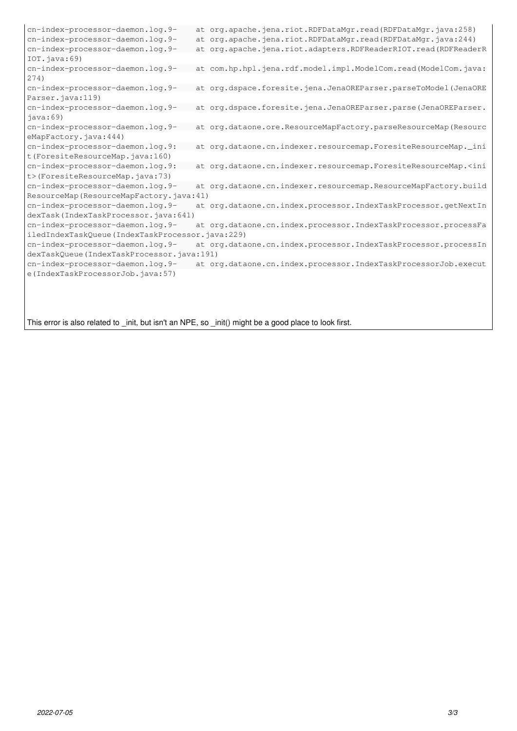```
cn-index-processor-daemon.log.9-    at org.apache.jena.riot.RDFDataMgr.read(RDFDataMgr.java:258)
cn-index-processor-daemon.log.9-    at org.apache.jena.riot.RDFDataMgr.read(RDFDataMgr.java:244)
cn-index-processor-daemon.log.9-    at org.apache.jena.riot.adapters.RDFReaderRIOT.read(RDFReaderRIOT.java:69)
cn-index-processor-daemon.log.9-    at com.hp.hpl.jena.rdf.model.impl.ModelCom.read(ModelCom.java:274)
cn-index-processor-daemon.log.9-    at org.dspace.foresite.jena.JenaOREParser.parseToModel(JenaOREParser.java:119)
cn-index-processor-daemon.log.9-    at org.dspace.foresite.jena.JenaOREParser.parse(JenaOREParser.java:69)
cn-index-processor-daemon.log.9-    at org.dataone.ore.ResourceMapFactory.parseResourceMap(ResourceMapFactory.java:444)
cn-index-processor-daemon.log.9:    at org.dataone.cn.indexer.resourcemap.ForesiteResourceMap._init(ForesiteResourceMap.java:160)
cn-index-processor-daemon.log.9:    at org.dataone.cn.indexer.resourcemap.ForesiteResourceMap.<init>(ForesiteResourceMap.java:73)
cn-index-processor-daemon.log.9-    at org.dataone.cn.indexer.resourcemap.ResourceMapFactory.buildResourceMap(ResourceMapFactory.java:41)
cn-index-processor-daemon.log.9-    at org.dataone.cn.index.processor.IndexTaskProcessor.getNextIndexTask(IndexTaskProcessor.java:641)
cn-index-processor-daemon.log.9-    at org.dataone.cn.index.processor.IndexTaskProcessor.processFailedIndexTaskQueue(IndexTaskProcessor.java:229)
cn-index-processor-daemon.log.9-    at org.dataone.cn.index.processor.IndexTaskProcessor.processIndexTaskQueue(IndexTaskProcessor.java:191)
cn-index-processor-daemon.log.9-    at org.dataone.cn.index.processor.IndexTaskProcessorJob.execute(IndexTaskProcessorJob.java:57)
```

This error is also related to _init, but isn't an NPE, so _init() might be a good place to look first.

*2022-07-05*